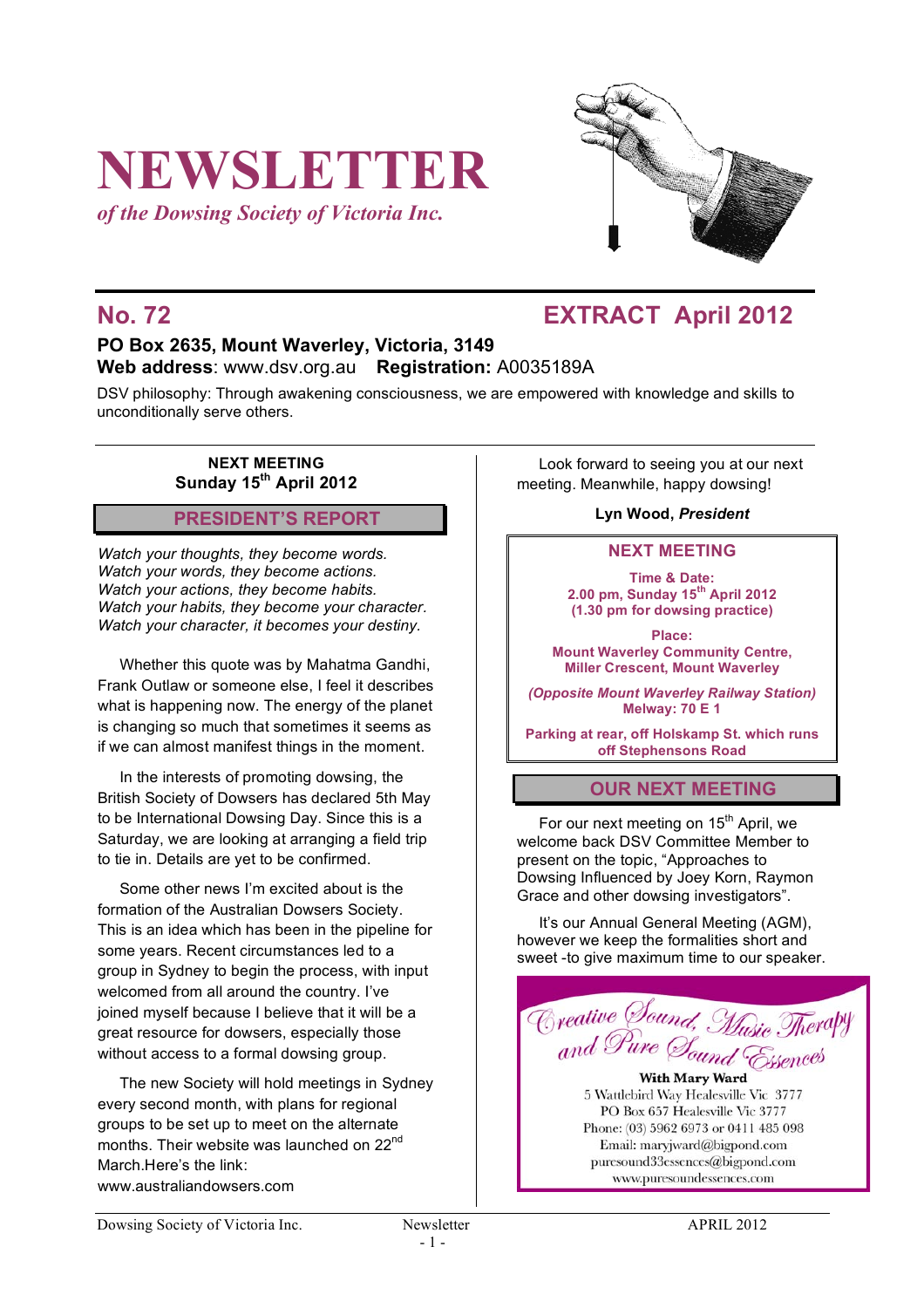# NEWSLETTER

*of the Dowsing Society of Victoria Inc.*

## No. 72 EXTRACT April 2012

**PO Box 2635, Mount Waverley, Victoria, 3149**
**Web address**: www.dsv.org.au **Registration:** A0035189A

DSV philosophy: Through awakening consciousness, we are empowered with knowledge and skills to unconditionally serve others.

**NEXT MEETING**
**Sunday 15th April 2012**

## PRESIDENT'S REPORT

*Watch your thoughts, they become words.*
*Watch your words, they become actions.*
*Watch your actions, they become habits.*
*Watch your habits, they become your character.*
*Watch your character, it becomes your destiny.*

Whether this quote was by Mahatma Gandhi, Frank Outlaw or someone else, I feel it describes what is happening now. The energy of the planet is changing so much that sometimes it seems as if we can almost manifest things in the moment.

In the interests of promoting dowsing, the British Society of Dowsers has declared 5th May to be International Dowsing Day. Since this is a Saturday, we are looking at arranging a field trip to tie in. Details are yet to be confirmed.

Some other news I'm excited about is the formation of the Australian Dowsers Society. This is an idea which has been in the pipeline for some years. Recent circumstances led to a group in Sydney to begin the process, with input welcomed from all around the country. I've joined myself because I believe that it will be a great resource for dowsers, especially those without access to a formal dowsing group.

The new Society will hold meetings in Sydney every second month, with plans for regional groups to be set up to meet on the alternate months. Their website was launched on 22nd March.Here's the link:
www.australiandowsers.com

Look forward to seeing you at our next meeting. Meanwhile, happy dowsing!

**Lyn Wood, *President***

## NEXT MEETING

**Time & Date:**
**2.00 pm, Sunday 15th April 2012**
**(1.30 pm for dowsing practice)**

**Place:**
**Mount Waverley Community Centre, Miller Crescent, Mount Waverley**

***(Opposite Mount Waverley Railway Station)***
**Melway: 70 E 1**

**Parking at rear, off Holskamp St. which runs off Stephensons Road**

## OUR NEXT MEETING

For our next meeting on 15th April, we welcome back DSV Committee Member to present on the topic, "Approaches to Dowsing Influenced by Joey Korn, Raymon Grace and other dowsing investigators".

It's our Annual General Meeting (AGM), however we keep the formalities short and sweet -to give maximum time to our speaker.

*Creative Sound, Music Therapy and Pure Sound Essences*

**With Mary Ward**
5 Wattlebird Way Healesville Vic 3777
PO Box 657 Healesville Vic 3777
Phone: (03) 5962 6973 or 0411 485 098
Email: maryjward@bigpond.com
puresound33essences@bigpond.com
www.puresoundessences.com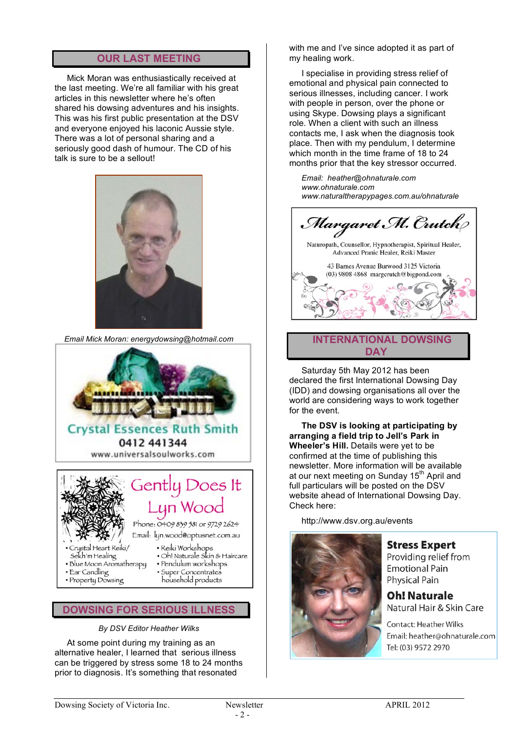## OUR LAST MEETING

Mick Moran was enthusiastically received at the last meeting. We're all familiar with his great articles in this newsletter where he's often shared his dowsing adventures and his insights. This was his first public presentation at the DSV and everyone enjoyed his laconic Aussie style. There was a lot of personal sharing and a seriously good dash of humour. The CD of his talk is sure to be a sellout!

*Email Mick Moran: energydowsing@hotmail.com*

Crystal Essences Ruth Smith
0412 441344
www.universalsoulworks.com

Gently Does It
Lyn Wood
Phone: 0409 839 581 or 9729 2624
Email: lyn.wood@optusnet.com.au

- Crystal Heart Reiki/ Sekh'm Healing
- Blue Moon Aromatherapy
- Ear Candling
- Property Dowsing
- Reiki Workshops
- Oh! Naturale Skin & Haircare
- Pendulum workshops
- Super Concentrates household products

## DOWSING FOR SERIOUS ILLNESS

*By DSV Editor Heather Wilks*

At some point during my training as an alternative healer, I learned that serious illness can be triggered by stress some 18 to 24 months prior to diagnosis. It's something that resonated with me and I've since adopted it as part of my healing work.

I specialise in providing stress relief of emotional and physical pain connected to serious illnesses, including cancer. I work with people in person, over the phone or using Skype. Dowsing plays a significant role. When a client with such an illness contacts me, I ask when the diagnosis took place. Then with my pendulum, I determine which month in the time frame of 18 to 24 months prior that the key stressor occurred.

*Email: heather@ohnaturale.com*
*www.ohnaturale.com*
*www.naturaltherapypages.com.au/ohnaturale*

Margaret M. Crutch
Naturopath, Counsellor, Hypnotherapist, Spiritual Healer, Advanced Pranic Healer, Reiki Master
43 Barnes Avenue Burwood 3125 Victoria
(03) 9808 4868 margcrutch@bigpond.com

## INTERNATIONAL DOWSING DAY

Saturday 5th May 2012 has been declared the first International Dowsing Day (IDD) and dowsing organisations all over the world are considering ways to work together for the event.

**The DSV is looking at participating by arranging a field trip to Jell's Park in Wheeler's Hill.** Details were yet to be confirmed at the time of publishing this newsletter. More information will be available at our next meeting on Sunday 15th April and full particulars will be posted on the DSV website ahead of International Dowsing Day. Check here:

http://www.dsv.org.au/events

**Stress Expert**
Providing relief from
Emotional Pain
Physical Pain

**Oh! Naturale**
Natural Hair & Skin Care

Contact: Heather Wilks
Email: heather@ohnaturale.com
Tel: (03) 9572 2970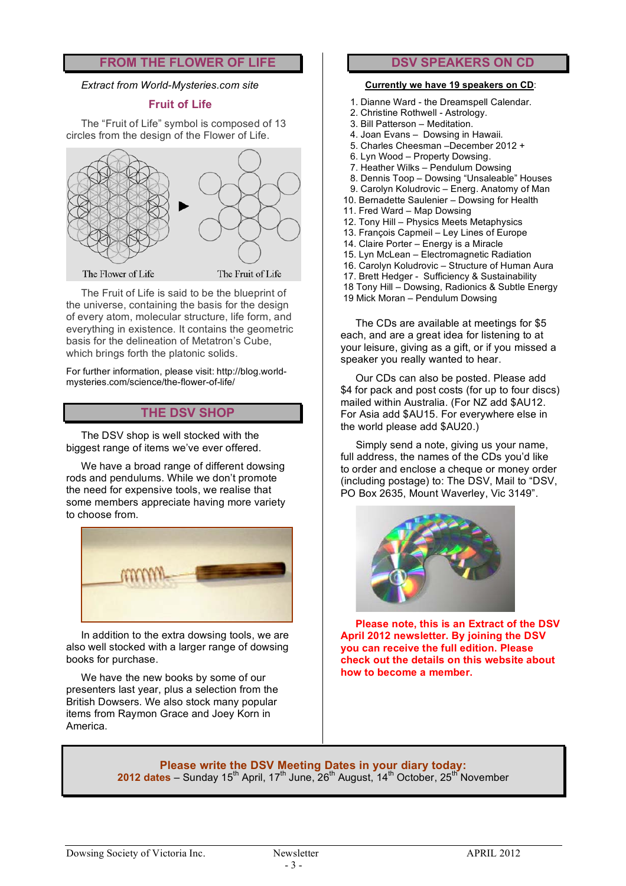## FROM THE FLOWER OF LIFE

*Extract from World-Mysteries.com site*

### Fruit of Life

The "Fruit of Life" symbol is composed of 13 circles from the design of the Flower of Life.

The Flower of Life ▶ The Fruit of Life

The Fruit of Life is said to be the blueprint of the universe, containing the basis for the design of every atom, molecular structure, life form, and everything in existence. It contains the geometric basis for the delineation of Metatron's Cube, which brings forth the platonic solids.

For further information, please visit: http://blog.world-mysteries.com/science/the-flower-of-life/

## THE DSV SHOP

The DSV shop is well stocked with the biggest range of items we've ever offered.

We have a broad range of different dowsing rods and pendulums. While we don't promote the need for expensive tools, we realise that some members appreciate having more variety to choose from.

In addition to the extra dowsing tools, we are also well stocked with a larger range of dowsing books for purchase.

We have the new books by some of our presenters last year, plus a selection from the British Dowsers. We also stock many popular items from Raymon Grace and Joey Korn in America.

## DSV SPEAKERS ON CD

**Currently we have 19 speakers on CD**:

1. Dianne Ward - the Dreamspell Calendar.
2. Christine Rothwell - Astrology.
3. Bill Patterson – Meditation.
4. Joan Evans – Dowsing in Hawaii.
5. Charles Cheesman –December 2012 +
6. Lyn Wood – Property Dowsing.
7. Heather Wilks – Pendulum Dowsing
8. Dennis Toop – Dowsing "Unsaleable" Houses
9. Carolyn Koludrovic – Energ. Anatomy of Man
10. Bernadette Saulenier – Dowsing for Health
11. Fred Ward – Map Dowsing
12. Tony Hill – Physics Meets Metaphysics
13. François Capmeil – Ley Lines of Europe
14. Claire Porter – Energy is a Miracle
15. Lyn McLean – Electromagnetic Radiation
16. Carolyn Koludrovic – Structure of Human Aura
17. Brett Hedger - Sufficiency & Sustainability
18. Tony Hill – Dowsing, Radionics & Subtle Energy
19. Mick Moran – Pendulum Dowsing

The CDs are available at meetings for $5 each, and are a great idea for listening to at your leisure, giving as a gift, or if you missed a speaker you really wanted to hear.

Our CDs can also be posted. Please add $4 for pack and post costs (for up to four discs) mailed within Australia. (For NZ add $AU12. For Asia add $AU15. For everywhere else in the world please add $AU20.)

Simply send a note, giving us your name, full address, the names of the CDs you'd like to order and enclose a cheque or money order (including postage) to: The DSV, Mail to "DSV, PO Box 2635, Mount Waverley, Vic 3149".

**Please note, this is an Extract of the DSV April 2012 newsletter. By joining the DSV you can receive the full edition. Please check out the details on this website about how to become a member.**

**Please write the DSV Meeting Dates in your diary today:**
**2012 dates** – Sunday 15th April, 17th June, 26th August, 14th October, 25th November